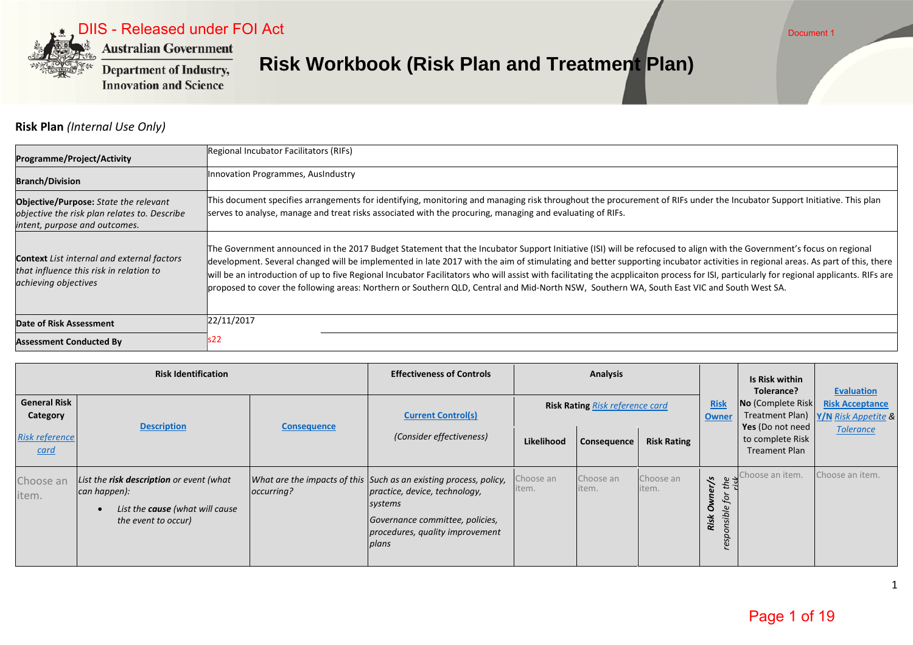DIIS - Released under FOI Act

Document 1

Australian Government
Department of Industry, Innovation and Science

# Risk Workbook (Risk Plan and Treatment Plan)

## Risk Plan *(Internal Use Only)*

| | |
|---|---|
| **Programme/Project/Activity** | Regional Incubator Facilitators (RIFs) |
| **Branch/Division** | Innovation Programmes, AusIndustry |
| **Objective/Purpose:** *State the relevant objective the risk plan relates to. Describe intent, purpose and outcomes.* | This document specifies arrangements for identifying, monitoring and managing risk throughout the procurement of RIFs under the Incubator Support Initiative. This plan serves to analyse, manage and treat risks associated with the procuring, managing and evaluating of RIFs. |
| **Context** *List internal and external factors that influence this risk in relation to achieving objectives* | The Government announced in the 2017 Budget Statement that the Incubator Support Initiative (ISI) will be refocused to align with the Government's focus on regional development. Several changed will be implemented in late 2017 with the aim of stimulating and better supporting incubator activities in regional areas. As part of this, there will be an introduction of up to five Regional Incubator Facilitators who will assist with facilitating the acpplicaiton process for ISI, particularly for regional applicants. RIFs are proposed to cover the following areas: Northern or Southern QLD, Central and Mid-North NSW, Southern WA, South East VIC and South West SA. |
| **Date of Risk Assessment** | 22/11/2017 |
| **Assessment Conducted By** | s22 |

| Risk Identification | | | Effectiveness of Controls | Analysis | | | | Is Risk within Tolerance? | Evaluation |
|---|---|---|---|---|---|---|---|---|---|
| **General Risk Category** *Risk reference card* | **Description** | **Consequence** | **Current Control(s)** *(Consider effectiveness)* | **Risk Rating** *Risk reference card* | | | **Risk Owner** | **No** (Complete Risk Treatment Plan) **Yes** (Do not need to complete Risk Treament Plan | **Risk Acceptance Y/N** *Risk Appetite* & *Tolerance* |
| | | | | **Likelihood** | **Consequence** | **Risk Rating** | | | |
| Choose an item. | *List the **risk description** or event (what can happen):* <br> • *List the **cause** (what will cause the event to occur)* | *What are the impacts of this occurring?* | *Such as an existing process, policy, practice, device, technology, systems* <br> *Governance committee, policies, procedures, quality improvement plans* | Choose an item. | Choose an item. | Choose an item. | ***Risk Owner/s** responsible for the risk* | Choose an item. | Choose an item. |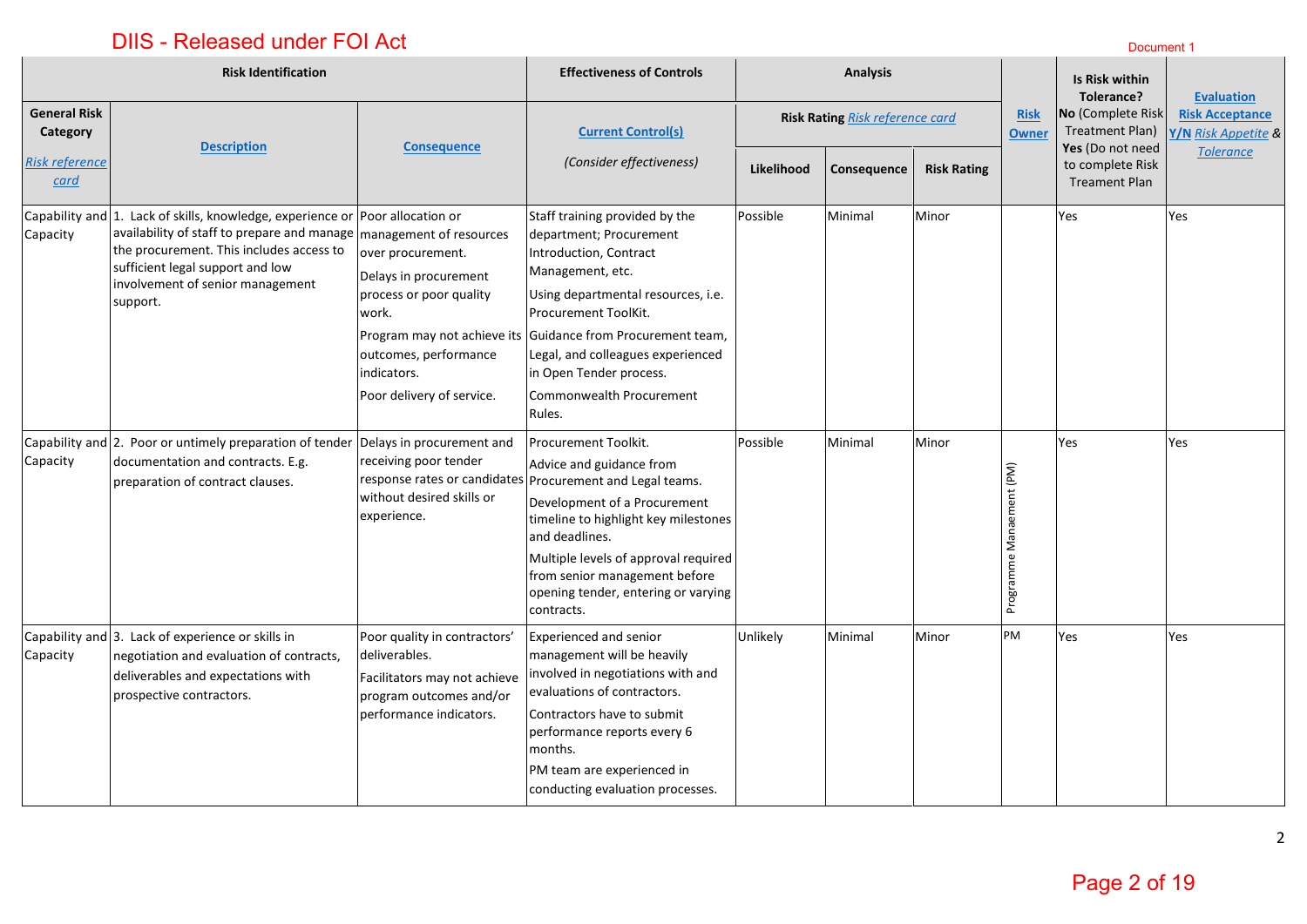DIIS - Released under FOI Act

Document 1

| Risk Identification | | | Effectiveness of Controls | Analysis | | | Risk Owner | Is Risk within Tolerance? **No** (Complete Risk Treatment Plan) **Yes** (Do not need to complete Risk Treament Plan | Evaluation |
|---|---|---|---|---|---|---|---|---|---|
| **General Risk Category** *Risk reference card* | **Description** | **Consequence** | **Current Control(s)** *(Consider effectiveness)* | **Risk Rating** *Risk reference card* | | | | | **Risk Acceptance Y/N** *Risk Appetite* & *Tolerance* |
| | | | | **Likelihood** | **Consequence** | **Risk Rating** | | | |
| Capability and Capacity | 1. Lack of skills, knowledge, experience or availability of staff to prepare and manage the procurement. This includes access to sufficient legal support and low involvement of senior management support. | Poor allocation or management of resources over procurement. Delays in procurement process or poor quality work. Program may not achieve its outcomes, performance indicators. Poor delivery of service. | Staff training provided by the department; Procurement Introduction, Contract Management, etc. Using departmental resources, i.e. Procurement ToolKit. Guidance from Procurement team, Legal, and colleagues experienced in Open Tender process. Commonwealth Procurement Rules. | Possible | Minimal | Minor | | Yes | Yes |
| Capability and Capacity | 2. Poor or untimely preparation of tender documentation and contracts. E.g. preparation of contract clauses. | Delays in procurement and receiving poor tender response rates or candidates without desired skills or experience. | Procurement Toolkit. Advice and guidance from Procurement and Legal teams. Development of a Procurement timeline to highlight key milestones and deadlines. Multiple levels of approval required from senior management before opening tender, entering or varying contracts. | Possible | Minimal | Minor | Programme Management (PM) | Yes | Yes |
| Capability and Capacity | 3. Lack of experience or skills in negotiation and evaluation of contracts, deliverables and expectations with prospective contractors. | Poor quality in contractors' deliverables. Facilitators may not achieve program outcomes and/or performance indicators. | Experienced and senior management will be heavily involved in negotiations with and evaluations of contractors. Contractors have to submit performance reports every 6 months. PM team are experienced in conducting evaluation processes. | Unlikely | Minimal | Minor | PM | Yes | Yes |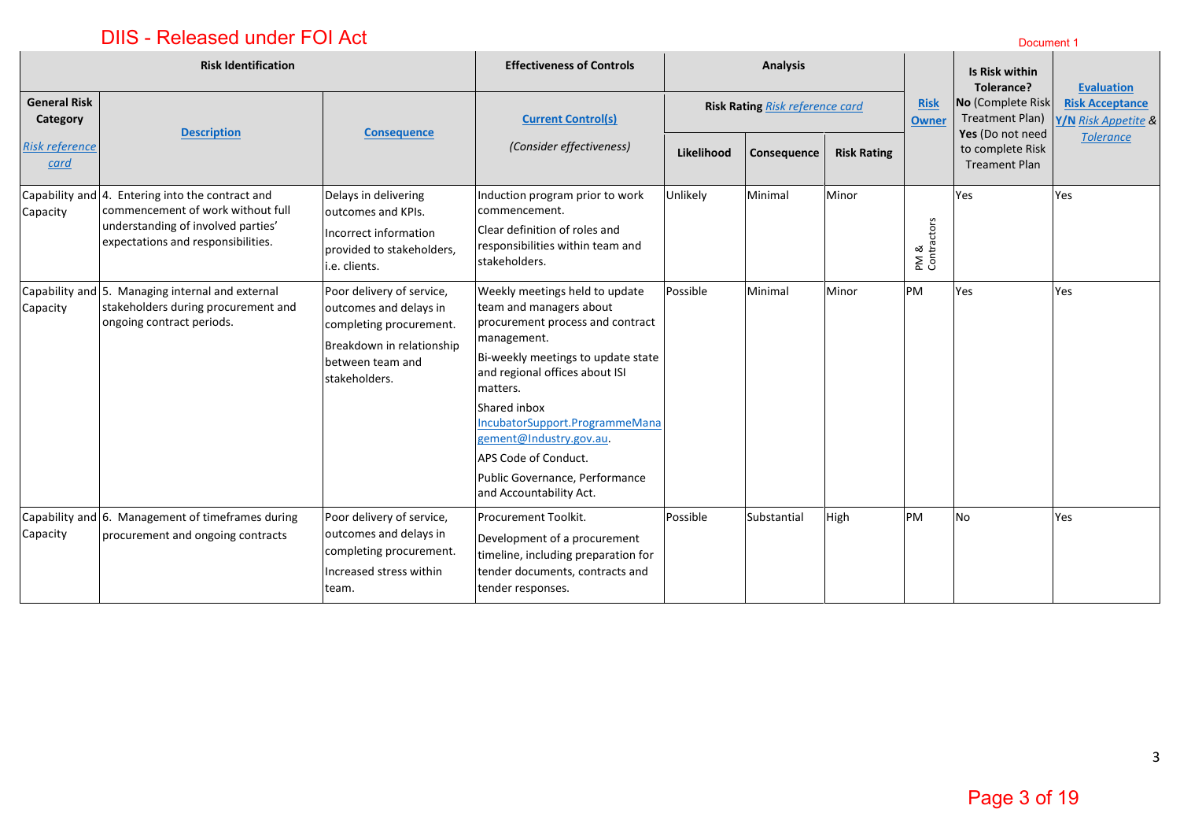DIIS - Released under FOI Act

Document 1

| Risk Identification | | | Effectiveness of Controls | Analysis | | | | | |
|---|---|---|---|---|---|---|---|---|---|
| **General Risk Category** *Risk reference card* | **Description** | **Consequence** | **Current Control(s)** *(Consider effectiveness)* | **Risk Rating** *Risk reference card* | | | **Risk Owner** | **Is Risk within Tolerance?** **No** (Complete Risk Treatment Plan) **Yes** (Do not need to complete Risk Treament Plan | **Evaluation** **Risk Acceptance** **Y/N** *Risk Appetite* & *Tolerance* |
| | | | | **Likelihood** | **Consequence** | **Risk Rating** | | | |
| Capability and Capacity | 4. Entering into the contract and commencement of work without full understanding of involved parties' expectations and responsibilities. | Delays in delivering outcomes and KPIs. Incorrect information provided to stakeholders, i.e. clients. | Induction program prior to work commencement. Clear definition of roles and responsibilities within team and stakeholders. | Unlikely | Minimal | Minor | PM & Contractors | Yes | Yes |
| Capability and Capacity | 5. Managing internal and external stakeholders during procurement and ongoing contract periods. | Poor delivery of service, outcomes and delays in completing procurement. Breakdown in relationship between team and stakeholders. | Weekly meetings held to update team and managers about procurement process and contract management. Bi-weekly meetings to update state and regional offices about ISI matters. Shared inbox IncubatorSupport.ProgrammeManagement@Industry.gov.au. APS Code of Conduct. Public Governance, Performance and Accountability Act. | Possible | Minimal | Minor | PM | Yes | Yes |
| Capability and Capacity | 6. Management of timeframes during procurement and ongoing contracts | Poor delivery of service, outcomes and delays in completing procurement. Increased stress within team. | Procurement Toolkit. Development of a procurement timeline, including preparation for tender documents, contracts and tender responses. | Possible | Substantial | High | PM | No | Yes |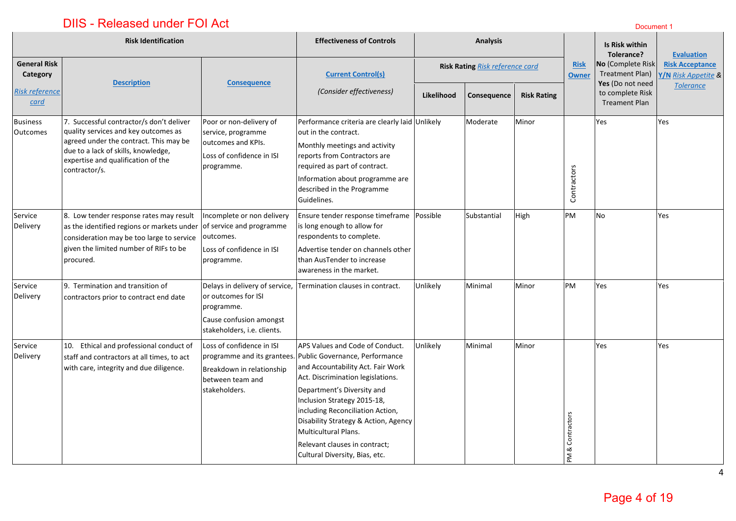| Risk Identification | | | Effectiveness of Controls | Analysis | | | | | |
|---|---|---|---|---|---|---|---|---|---|
| **General Risk Category** *Risk reference card* | **Description** | **Consequence** | **Current Control(s)** *(Consider effectiveness)* | **Risk Rating** *Risk reference card* | | | **Risk Owner** | **Is Risk within Tolerance?** **No** (Complete Risk Treatment Plan) **Yes** (Do not need to complete Risk Treament Plan) | **Evaluation Risk Acceptance Y/N** *Risk Appetite & Tolerance* |
| | | | | **Likelihood** | **Consequence** | **Risk Rating** | | | |
| Business Outcomes | 7. Successful contractor/s don't deliver quality services and key outcomes as agreed under the contract. This may be due to a lack of skills, knowledge, expertise and qualification of the contractor/s. | Poor or non-delivery of service, programme outcomes and KPIs. Loss of confidence in ISI programme. | Performance criteria are clearly laid out in the contract. Monthly meetings and activity reports from Contractors are required as part of contract. Information about programme are described in the Programme Guidelines. | Unlikely | Moderate | Minor | Contractors | Yes | Yes |
| Service Delivery | 8. Low tender response rates may result as the identified regions or markets under consideration may be too large to service given the limited number of RIFs to be procured. | Incomplete or non delivery of service and programme outcomes. Loss of confidence in ISI programme. | Ensure tender response timeframe is long enough to allow for respondents to complete. Advertise tender on channels other than AusTender to increase awareness in the market. | Possible | Substantial | High | PM | No | Yes |
| Service Delivery | 9. Termination and transition of contractors prior to contract end date | Delays in delivery of service, or outcomes for ISI programme. Cause confusion amongst stakeholders, i.e. clients. | Termination clauses in contract. | Unlikely | Minimal | Minor | PM | Yes | Yes |
| Service Delivery | 10. Ethical and professional conduct of staff and contractors at all times, to act with care, integrity and due diligence. | Loss of confidence in ISI programme and its grantees. Breakdown in relationship between team and stakeholders. | APS Values and Code of Conduct. Public Governance, Performance and Accountability Act. Fair Work Act. Discrimination legislations. Department's Diversity and Inclusion Strategy 2015-18, including Reconciliation Action, Disability Strategy & Action, Agency Multicultural Plans. Relevant clauses in contract; Cultural Diversity, Bias, etc. | Unlikely | Minimal | Minor | PM & Contractors | Yes | Yes |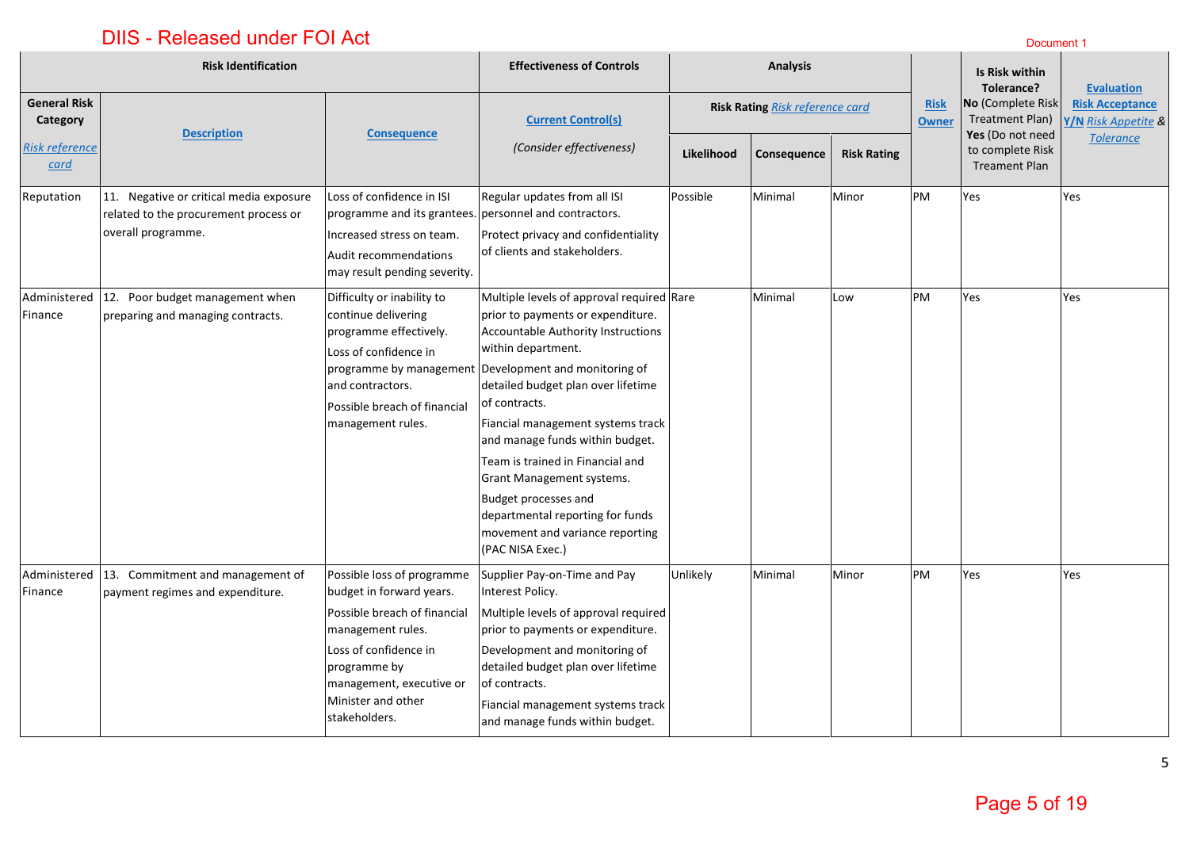| Risk Identification | | | Effectiveness of Controls | Analysis | | | Risk Owner | Is Risk within Tolerance? **No** (Complete Risk Treatment Plan) **Yes** (Do not need to complete Risk Treament Plan | **Evaluation** **Risk Acceptance** **Y/N** *Risk Appetite* & *Tolerance* |
|---|---|---|---|---|---|---|---|---|---|
| **General Risk Category** *Risk reference card* | **Description** | **Consequence** | **Current Control(s)** *(Consider effectiveness)* | Risk Rating *Risk reference card* | | | | | |
| | | | | **Likelihood** | **Consequence** | **Risk Rating** | | | |
| Reputation | 11. Negative or critical media exposure related to the procurement process or overall programme. | Loss of confidence in ISI programme and its grantees. Increased stress on team. Audit recommendations may result pending severity. | Regular updates from all ISI personnel and contractors. Protect privacy and confidentiality of clients and stakeholders. | Possible | Minimal | Minor | PM | Yes | Yes |
| Administered Finance | 12. Poor budget management when preparing and managing contracts. | Difficulty or inability to continue delivering programme effectively. Loss of confidence in programme by management and contractors. Possible breach of financial management rules. | Multiple levels of approval required prior to payments or expenditure. Accountable Authority Instructions within department. Development and monitoring of detailed budget plan over lifetime of contracts. Fiancial management systems track and manage funds within budget. Team is trained in Financial and Grant Management systems. Budget processes and departmental reporting for funds movement and variance reporting (PAC NISA Exec.) | Rare | Minimal | Low | PM | Yes | Yes |
| Administered Finance | 13. Commitment and management of payment regimes and expenditure. | Possible loss of programme budget in forward years. Possible breach of financial management rules. Loss of confidence in programme by management, executive or Minister and other stakeholders. | Supplier Pay-on-Time and Pay Interest Policy. Multiple levels of approval required prior to payments or expenditure. Development and monitoring of detailed budget plan over lifetime of contracts. Fiancial management systems track and manage funds within budget. | Unlikely | Minimal | Minor | PM | Yes | Yes |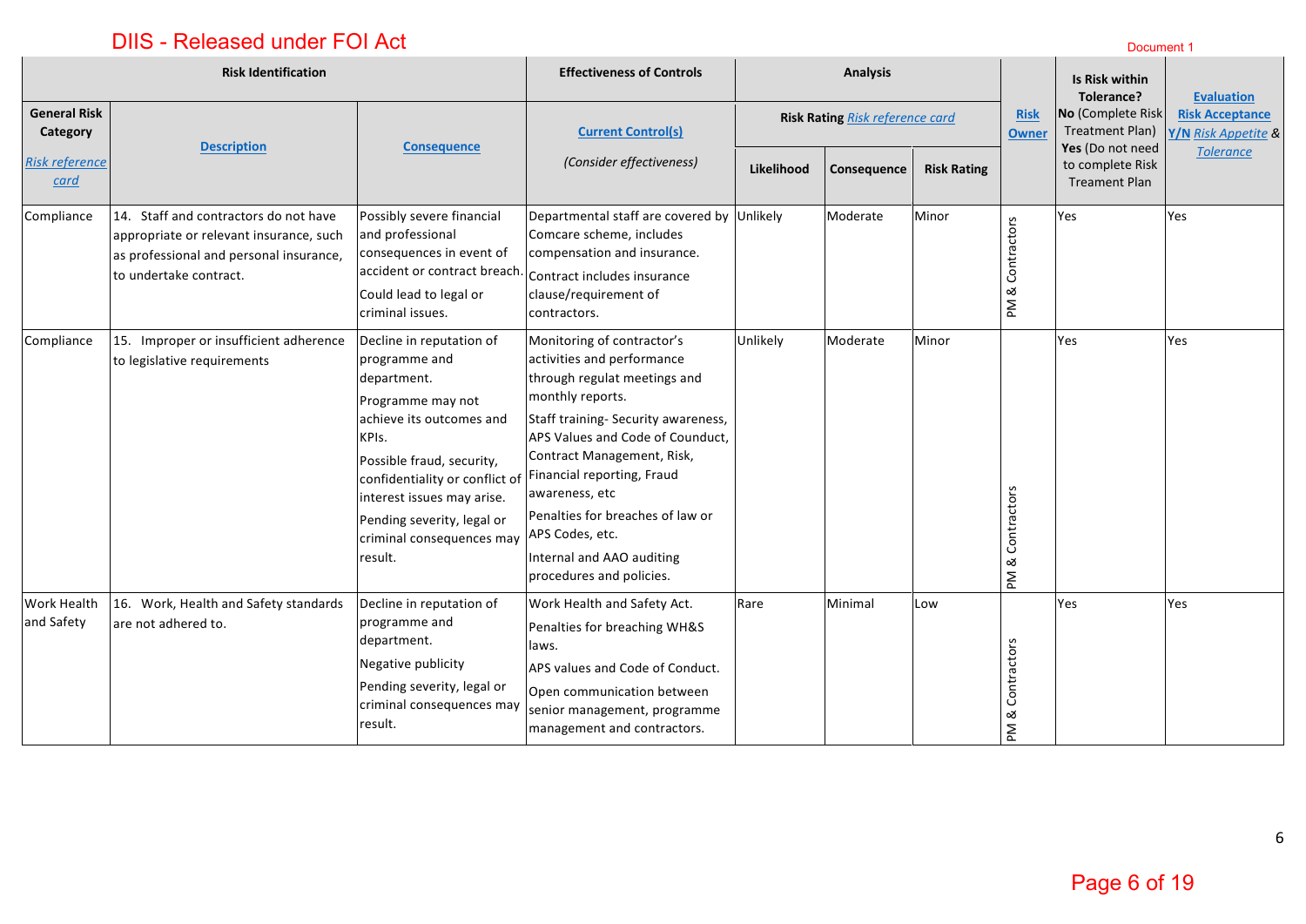DIIS - Released under FOI Act

Document 1

| Risk Identification | | | Effectiveness of Controls | Analysis | | | | | |
|---|---|---|---|---|---|---|---|---|---|
| **General Risk Category** *Risk reference card* | **Description** | **Consequence** | **Current Control(s)** *(Consider effectiveness)* | **Risk Rating** *Risk reference card* | | | **Risk Owner** | **Is Risk within Tolerance?** **No** (Complete Risk Treatment Plan) **Yes** (Do not need to complete Risk Treament Plan | **Evaluation** **Risk Acceptance** **Y/N** *Risk Appetite* & *Tolerance* |
| | | | | **Likelihood** | **Consequence** | **Risk Rating** | | | |
| Compliance | 14. Staff and contractors do not have appropriate or relevant insurance, such as professional and personal insurance, to undertake contract. | Possibly severe financial and professional consequences in event of accident or contract breach. Could lead to legal or criminal issues. | Departmental staff are covered by Comcare scheme, includes compensation and insurance. Contract includes insurance clause/requirement of contractors. | Unlikely | Moderate | Minor | PM & Contractors | Yes | Yes |
| Compliance | 15. Improper or insufficient adherence to legislative requirements | Decline in reputation of programme and department. Programme may not achieve its outcomes and KPIs. Possible fraud, security, confidentiality or conflict of interest issues may arise. Pending severity, legal or criminal consequences may result. | Monitoring of contractor's activities and performance through regulat meetings and monthly reports. Staff training- Security awareness, APS Values and Code of Counduct, Contract Management, Risk, Financial reporting, Fraud awareness, etc Penalties for breaches of law or APS Codes, etc. Internal and AAO auditing procedures and policies. | Unlikely | Moderate | Minor | PM & Contractors | Yes | Yes |
| Work Health and Safety | 16. Work, Health and Safety standards are not adhered to. | Decline in reputation of programme and department. Negative publicity Pending severity, legal or criminal consequences may result. | Work Health and Safety Act. Penalties for breaching WH&S laws. APS values and Code of Conduct. Open communication between senior management, programme management and contractors. | Rare | Minimal | Low | PM & Contractors | Yes | Yes |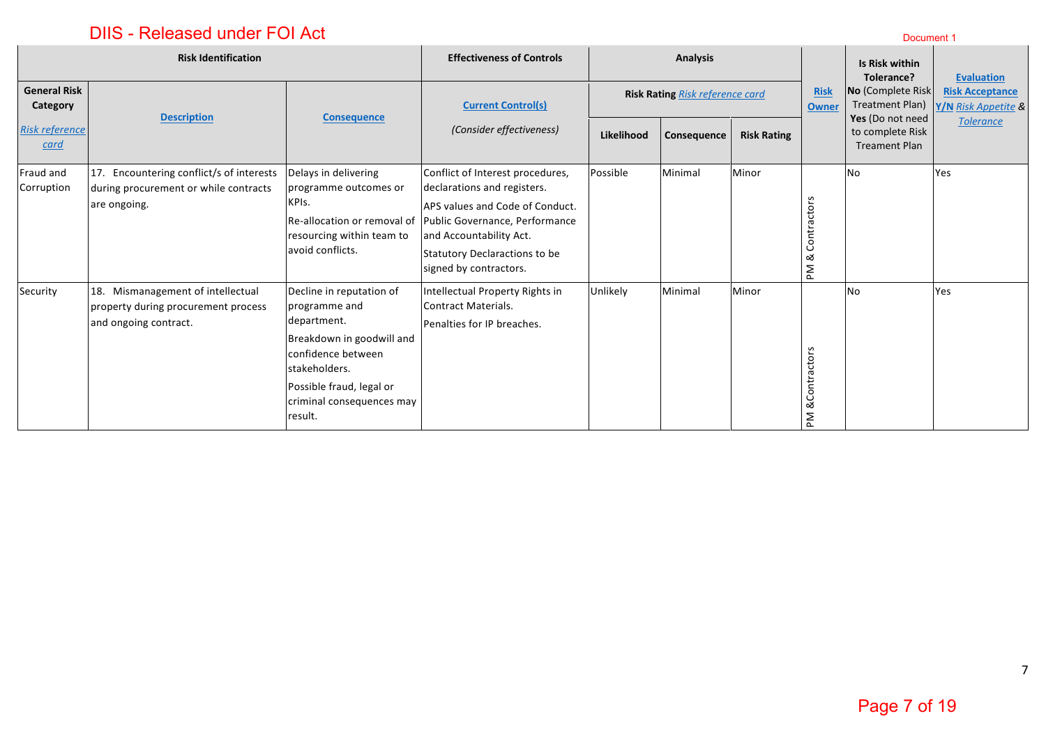DIIS - Released under FOI Act

Document 1

| Risk Identification | | | Effectiveness of Controls | Analysis | | | | | |
|---|---|---|---|---|---|---|---|---|---|
| **General Risk Category** *Risk reference card* | **Description** | **Consequence** | **Current Control(s)** *(Consider effectiveness)* | **Risk Rating** *Risk reference card* | | | **Risk Owner** | **Is Risk within Tolerance?** **No** (Complete Risk Treatment Plan) **Yes** (Do not need to complete Risk Treament Plan | **Evaluation** **Risk Acceptance Y/N** *Risk Appetite* & *Tolerance* |
| | | | | **Likelihood** | **Consequence** | **Risk Rating** | | | |
| Fraud and Corruption | 17. Encountering conflict/s of interests during procurement or while contracts are ongoing. | Delays in delivering programme outcomes or KPIs. Re-allocation or removal of resourcing within team to avoid conflicts. | Conflict of Interest procedures, declarations and registers. APS values and Code of Conduct. Public Governance, Performance and Accountability Act. Statutory Declaractions to be signed by contractors. | Possible | Minimal | Minor | PM & Contractors | No | Yes |
| Security | 18. Mismanagement of intellectual property during procurement process and ongoing contract. | Decline in reputation of programme and department. Breakdown in goodwill and confidence between stakeholders. Possible fraud, legal or criminal consequences may result. | Intellectual Property Rights in Contract Materials. Penalties for IP breaches. | Unlikely | Minimal | Minor | PM &Contractors | No | Yes |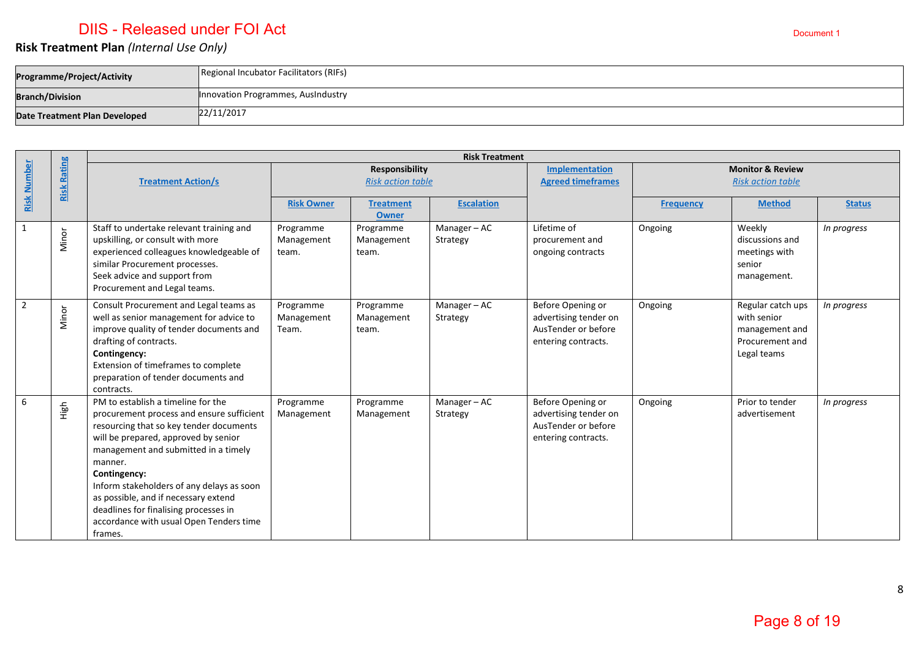DIIS - Released under FOI Act

Document 1

**Risk Treatment Plan** *(Internal Use Only)*

| **Programme/Project/Activity** | Regional Incubator Facilitators (RIFs) |
|---|---|
| **Branch/Division** | Innovation Programmes, AusIndustry |
| **Date Treatment Plan Developed** | 22/11/2017 |

| Risk Number | Risk Rating | Risk Treatment | | | | | | | |
|---|---|---|---|---|---|---|---|---|---|
| | | Treatment Action/s | Responsibility *Risk action table* | | | Implementation Agreed timeframes | Monitor & Review *Risk action table* | | |
| | | | Risk Owner | Treatment Owner | Escalation | | Frequency | Method | Status |
| 1 | Minor | Staff to undertake relevant training and upskilling, or consult with more experienced colleagues knowledgeable of similar Procurement processes. Seek advice and support from Procurement and Legal teams. | Programme Management team. | Programme Management team. | Manager – AC Strategy | Lifetime of procurement and ongoing contracts | Ongoing | Weekly discussions and meetings with senior management. | *In progress* |
| 2 | Minor | Consult Procurement and Legal teams as well as senior management for advice to improve quality of tender documents and drafting of contracts. **Contingency:** Extension of timeframes to complete preparation of tender documents and contracts. | Programme Management Team. | Programme Management team. | Manager – AC Strategy | Before Opening or advertising tender on AusTender or before entering contracts. | Ongoing | Regular catch ups with senior management and Procurement and Legal teams | *In progress* |
| 6 | High | PM to establish a timeline for the procurement process and ensure sufficient resourcing that so key tender documents will be prepared, approved by senior management and submitted in a timely manner. **Contingency:** Inform stakeholders of any delays as soon as possible, and if necessary extend deadlines for finalising processes in accordance with usual Open Tenders time frames. | Programme Management | Programme Management | Manager – AC Strategy | Before Opening or advertising tender on AusTender or before entering contracts. | Ongoing | Prior to tender advertisement | *In progress* |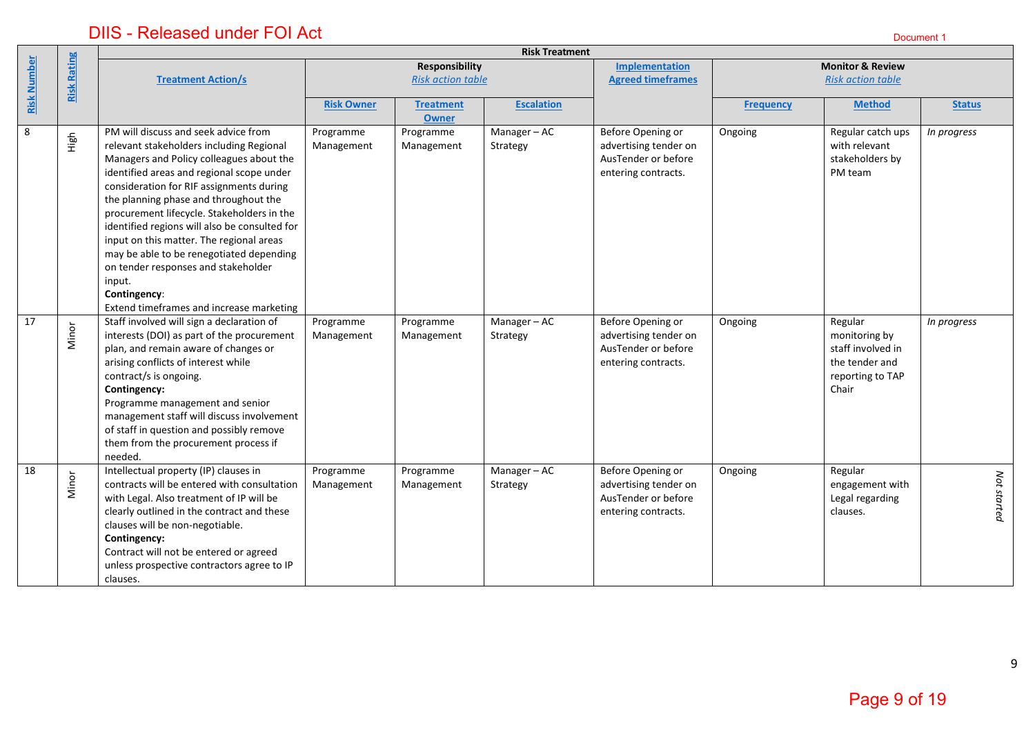| Risk Number | Risk Rating | Risk Treatment | | | | | | | |
|---|---|---|---|---|---|---|---|---|---|
| | | Treatment Action/s | Responsibility *Risk action table* | | | Implementation Agreed timeframes | Monitor & Review *Risk action table* | | |
| | | | Risk Owner | Treatment Owner | Escalation | | Frequency | Method | Status |
| 8 | High | PM will discuss and seek advice from relevant stakeholders including Regional Managers and Policy colleagues about the identified areas and regional scope under consideration for RIF assignments during the planning phase and throughout the procurement lifecycle. Stakeholders in the identified regions will also be consulted for input on this matter. The regional areas may be able to be renegotiated depending on tender responses and stakeholder input.<br>**Contingency**:<br>Extend timeframes and increase marketing | Programme Management | Programme Management | Manager – AC Strategy | Before Opening or advertising tender on AusTender or before entering contracts. | Ongoing | Regular catch ups with relevant stakeholders by PM team | *In progress* |
| 17 | Minor | Staff involved will sign a declaration of interests (DOI) as part of the procurement plan, and remain aware of changes or arising conflicts of interest while contract/s is ongoing.<br>**Contingency:**<br>Programme management and senior management staff will discuss involvement of staff in question and possibly remove them from the procurement process if needed. | Programme Management | Programme Management | Manager – AC Strategy | Before Opening or advertising tender on AusTender or before entering contracts. | Ongoing | Regular monitoring by staff involved in the tender and reporting to TAP Chair | *In progress* |
| 18 | Minor | Intellectual property (IP) clauses in contracts will be entered with consultation with Legal. Also treatment of IP will be clearly outlined in the contract and these clauses will be non-negotiable.<br>**Contingency:**<br>Contract will not be entered or agreed unless prospective contractors agree to IP clauses. | Programme Management | Programme Management | Manager – AC Strategy | Before Opening or advertising tender on AusTender or before entering contracts. | Ongoing | Regular engagement with Legal regarding clauses. | *Not started* |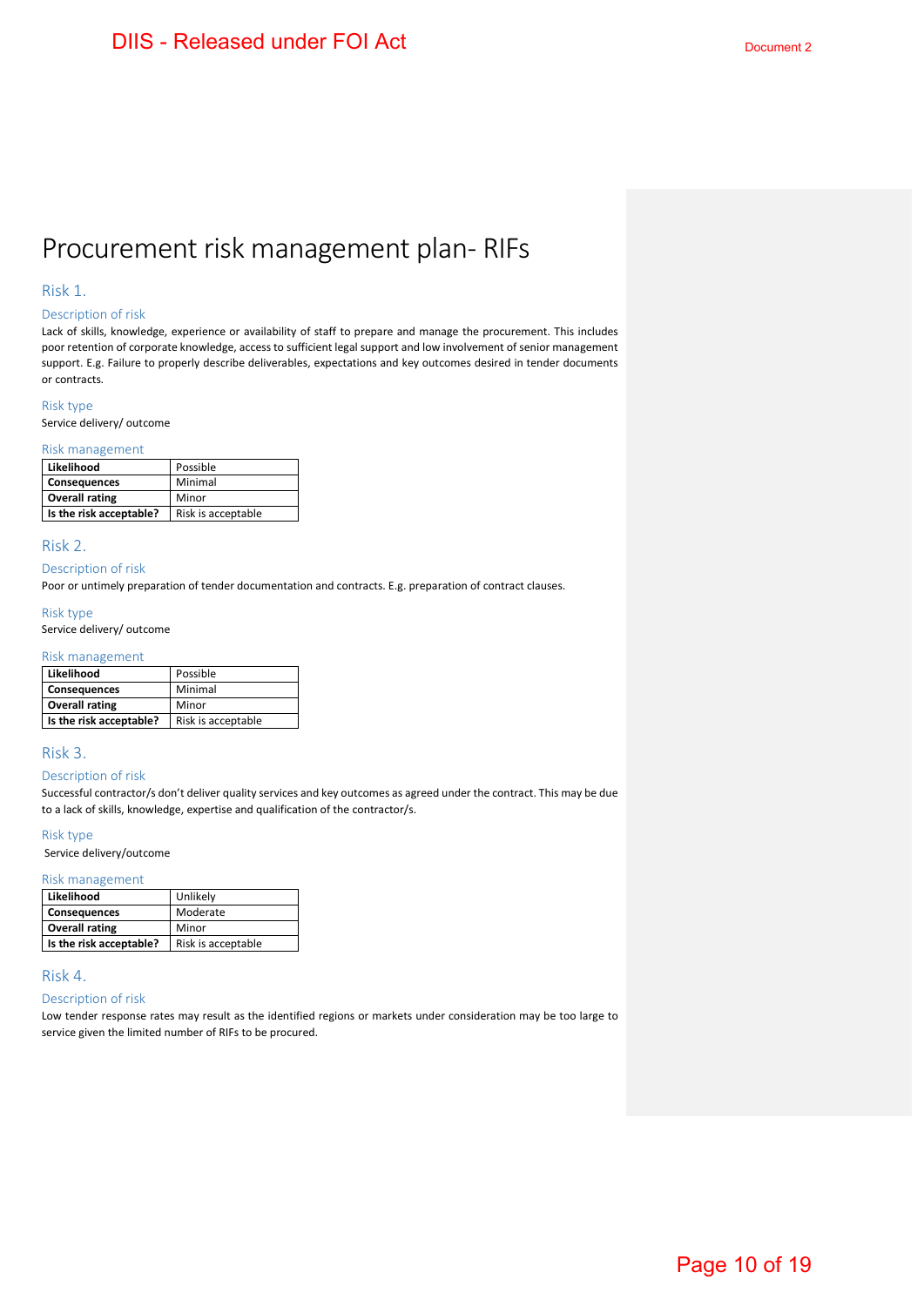# Procurement risk management plan- RIFs

## Risk 1.

### Description of risk

Lack of skills, knowledge, experience or availability of staff to prepare and manage the procurement. This includes poor retention of corporate knowledge, access to sufficient legal support and low involvement of senior management support. E.g. Failure to properly describe deliverables, expectations and key outcomes desired in tender documents or contracts.

### Risk type

Service delivery/ outcome

### Risk management

| | |
|---|---|
| **Likelihood** | Possible |
| **Consequences** | Minimal |
| **Overall rating** | Minor |
| **Is the risk acceptable?** | Risk is acceptable |

## Risk 2.

### Description of risk

Poor or untimely preparation of tender documentation and contracts. E.g. preparation of contract clauses.

### Risk type

Service delivery/ outcome

### Risk management

| | |
|---|---|
| **Likelihood** | Possible |
| **Consequences** | Minimal |
| **Overall rating** | Minor |
| **Is the risk acceptable?** | Risk is acceptable |

## Risk 3.

### Description of risk

Successful contractor/s don't deliver quality services and key outcomes as agreed under the contract. This may be due to a lack of skills, knowledge, expertise and qualification of the contractor/s.

### Risk type

Service delivery/outcome

### Risk management

| | |
|---|---|
| **Likelihood** | Unlikely |
| **Consequences** | Moderate |
| **Overall rating** | Minor |
| **Is the risk acceptable?** | Risk is acceptable |

## Risk 4.

### Description of risk

Low tender response rates may result as the identified regions or markets under consideration may be too large to service given the limited number of RIFs to be procured.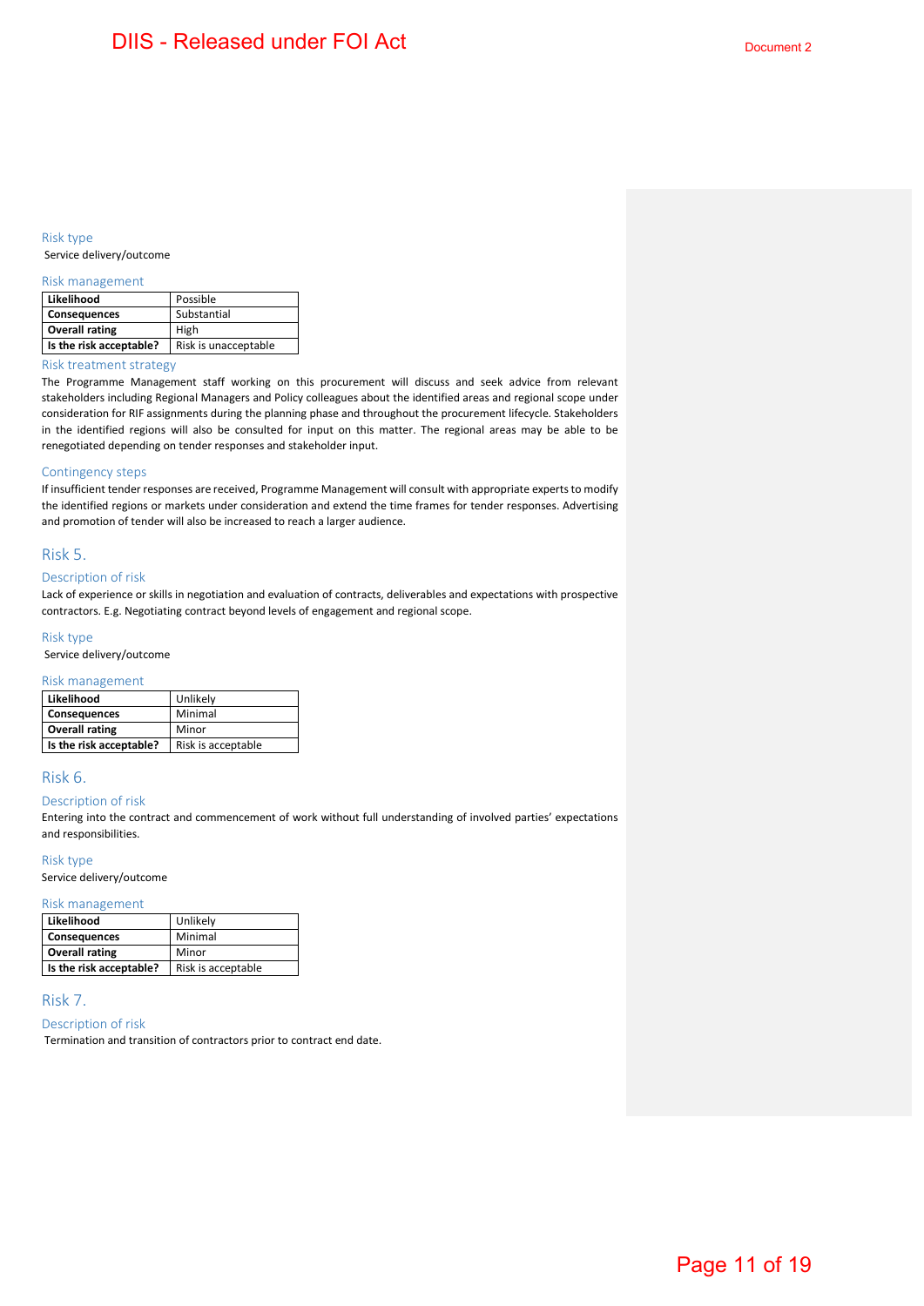#### Risk type

Service delivery/outcome

#### Risk management

| Likelihood | Possible |
|---|---|
| Consequences | Substantial |
| Overall rating | High |
| Is the risk acceptable? | Risk is unacceptable |

#### Risk treatment strategy

The Programme Management staff working on this procurement will discuss and seek advice from relevant stakeholders including Regional Managers and Policy colleagues about the identified areas and regional scope under consideration for RIF assignments during the planning phase and throughout the procurement lifecycle. Stakeholders in the identified regions will also be consulted for input on this matter. The regional areas may be able to be renegotiated depending on tender responses and stakeholder input.

#### Contingency steps

If insufficient tender responses are received, Programme Management will consult with appropriate experts to modify the identified regions or markets under consideration and extend the time frames for tender responses. Advertising and promotion of tender will also be increased to reach a larger audience.

### Risk 5.

#### Description of risk

Lack of experience or skills in negotiation and evaluation of contracts, deliverables and expectations with prospective contractors. E.g. Negotiating contract beyond levels of engagement and regional scope.

#### Risk type

Service delivery/outcome

#### Risk management

| Likelihood | Unlikely |
|---|---|
| Consequences | Minimal |
| Overall rating | Minor |
| Is the risk acceptable? | Risk is acceptable |

### Risk 6.

#### Description of risk

Entering into the contract and commencement of work without full understanding of involved parties' expectations and responsibilities.

#### Risk type

Service delivery/outcome

#### Risk management

| Likelihood | Unlikely |
|---|---|
| Consequences | Minimal |
| Overall rating | Minor |
| Is the risk acceptable? | Risk is acceptable |

### Risk 7.

#### Description of risk

Termination and transition of contractors prior to contract end date.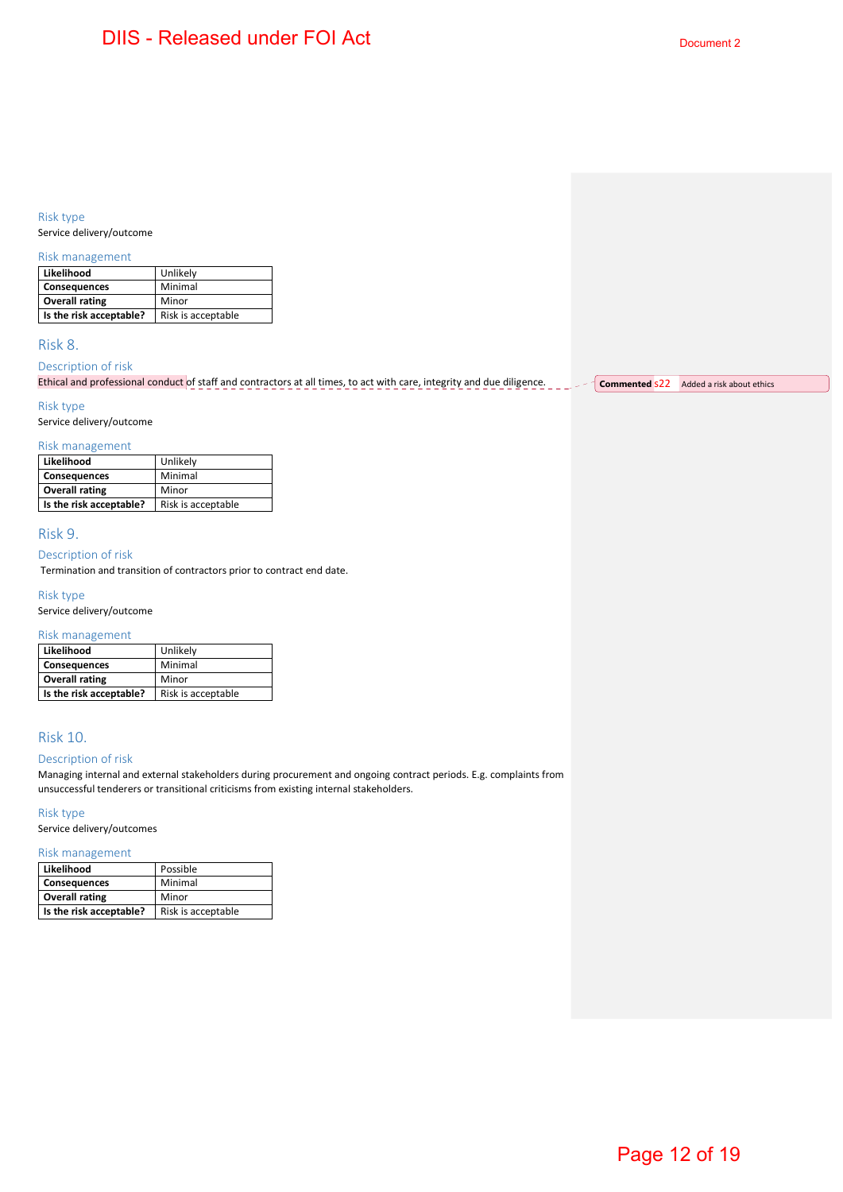Risk type

Service delivery/outcome

Risk management

| Likelihood | Unlikely |
|---|---|
| Consequences | Minimal |
| Overall rating | Minor |
| Is the risk acceptable? | Risk is acceptable |

## Risk 8.

Description of risk

Ethical and professional conduct of staff and contractors at all times, to act with care, integrity and due diligence.

Commented s22 Added a risk about ethics

Risk type

Service delivery/outcome

Risk management

| Likelihood | Unlikely |
|---|---|
| Consequences | Minimal |
| Overall rating | Minor |
| Is the risk acceptable? | Risk is acceptable |

## Risk 9.

Description of risk

Termination and transition of contractors prior to contract end date.

Risk type

Service delivery/outcome

Risk management

| Likelihood | Unlikely |
|---|---|
| Consequences | Minimal |
| Overall rating | Minor |
| Is the risk acceptable? | Risk is acceptable |

## Risk 10.

Description of risk

Managing internal and external stakeholders during procurement and ongoing contract periods. E.g. complaints from unsuccessful tenderers or transitional criticisms from existing internal stakeholders.

Risk type

Service delivery/outcomes

Risk management

| Likelihood | Possible |
|---|---|
| Consequences | Minimal |
| Overall rating | Minor |
| Is the risk acceptable? | Risk is acceptable |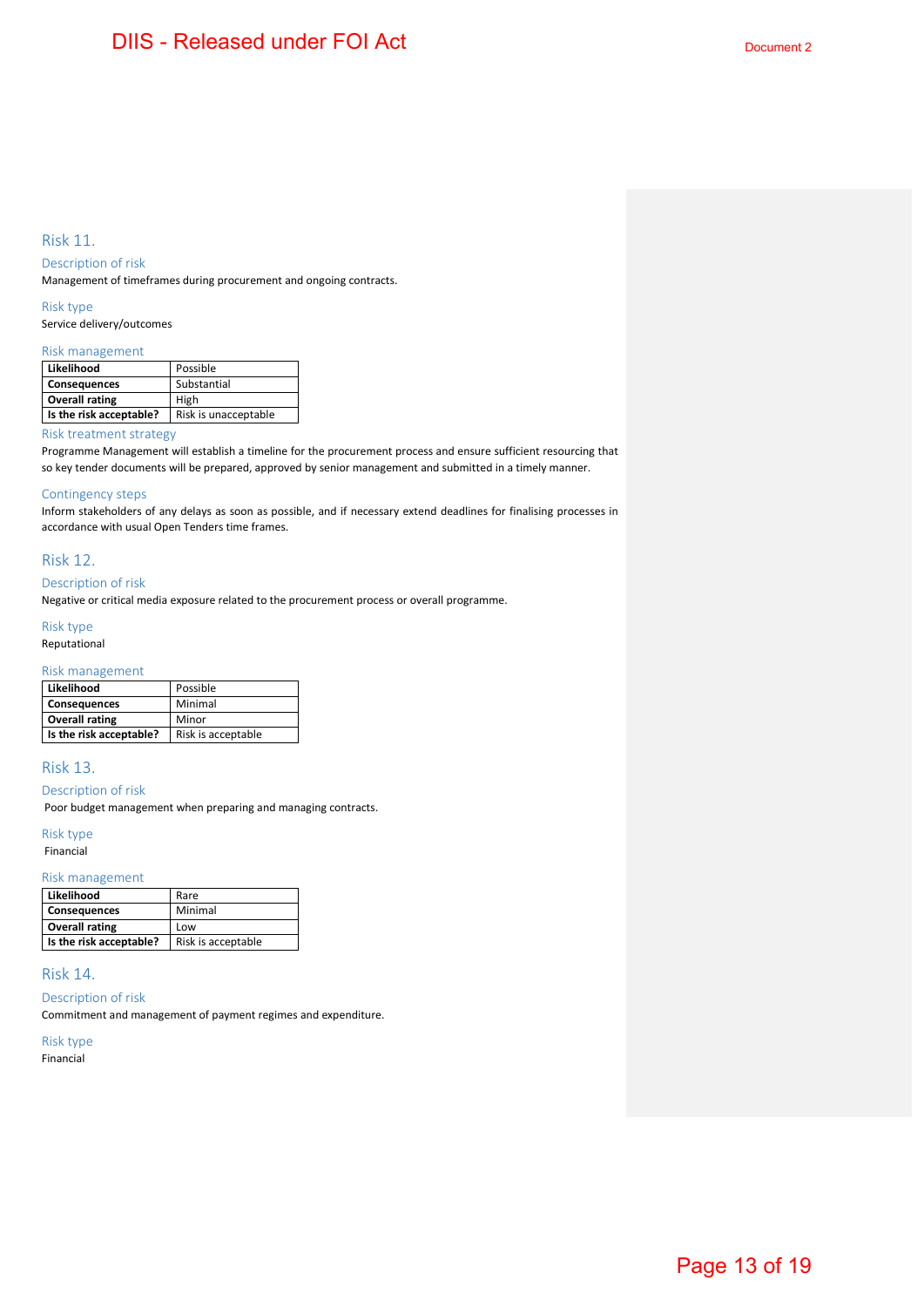## Risk 11.

### Description of risk

Management of timeframes during procurement and ongoing contracts.

### Risk type

Service delivery/outcomes

### Risk management

| | |
|---|---|
| **Likelihood** | Possible |
| **Consequences** | Substantial |
| **Overall rating** | High |
| **Is the risk acceptable?** | Risk is unacceptable |

### Risk treatment strategy

Programme Management will establish a timeline for the procurement process and ensure sufficient resourcing that so key tender documents will be prepared, approved by senior management and submitted in a timely manner.

### Contingency steps

Inform stakeholders of any delays as soon as possible, and if necessary extend deadlines for finalising processes in accordance with usual Open Tenders time frames.

## Risk 12.

### Description of risk

Negative or critical media exposure related to the procurement process or overall programme.

### Risk type

Reputational

### Risk management

| | |
|---|---|
| **Likelihood** | Possible |
| **Consequences** | Minimal |
| **Overall rating** | Minor |
| **Is the risk acceptable?** | Risk is acceptable |

## Risk 13.

### Description of risk

Poor budget management when preparing and managing contracts.

### Risk type

Financial

### Risk management

| | |
|---|---|
| **Likelihood** | Rare |
| **Consequences** | Minimal |
| **Overall rating** | Low |
| **Is the risk acceptable?** | Risk is acceptable |

## Risk 14.

### Description of risk

Commitment and management of payment regimes and expenditure.

### Risk type

Financial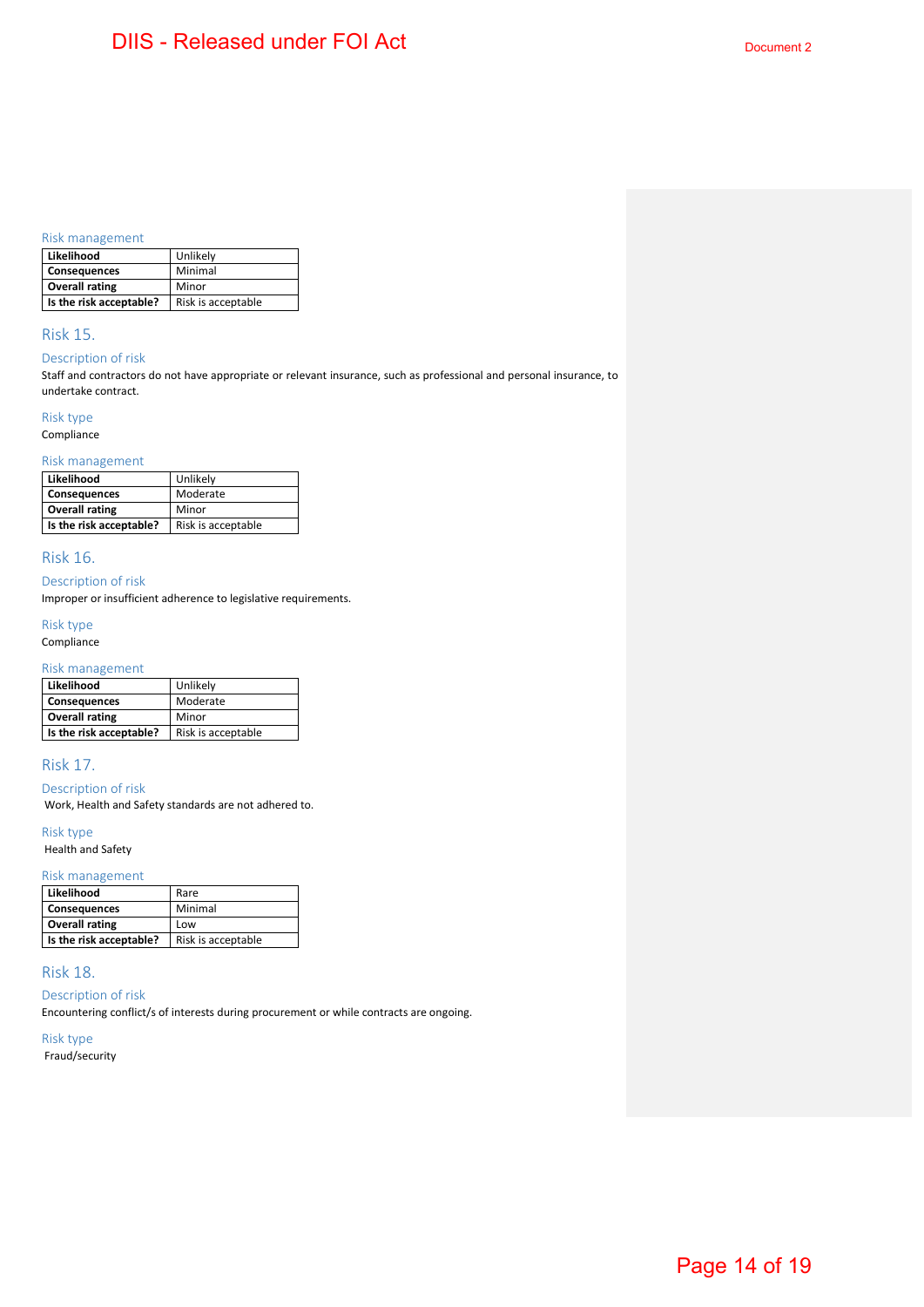### Risk management

| Likelihood | Unlikely |
|---|---|
| **Consequences** | Minimal |
| **Overall rating** | Minor |
| **Is the risk acceptable?** | Risk is acceptable |

## Risk 15.

### Description of risk

Staff and contractors do not have appropriate or relevant insurance, such as professional and personal insurance, to undertake contract.

### Risk type

Compliance

### Risk management

| Likelihood | Unlikely |
|---|---|
| **Consequences** | Moderate |
| **Overall rating** | Minor |
| **Is the risk acceptable?** | Risk is acceptable |

## Risk 16.

### Description of risk

Improper or insufficient adherence to legislative requirements.

### Risk type

Compliance

### Risk management

| Likelihood | Unlikely |
|---|---|
| **Consequences** | Moderate |
| **Overall rating** | Minor |
| **Is the risk acceptable?** | Risk is acceptable |

## Risk 17.

### Description of risk

Work, Health and Safety standards are not adhered to.

### Risk type

Health and Safety

### Risk management

| Likelihood | Rare |
|---|---|
| **Consequences** | Minimal |
| **Overall rating** | Low |
| **Is the risk acceptable?** | Risk is acceptable |

## Risk 18.

### Description of risk

Encountering conflict/s of interests during procurement or while contracts are ongoing.

### Risk type

Fraud/security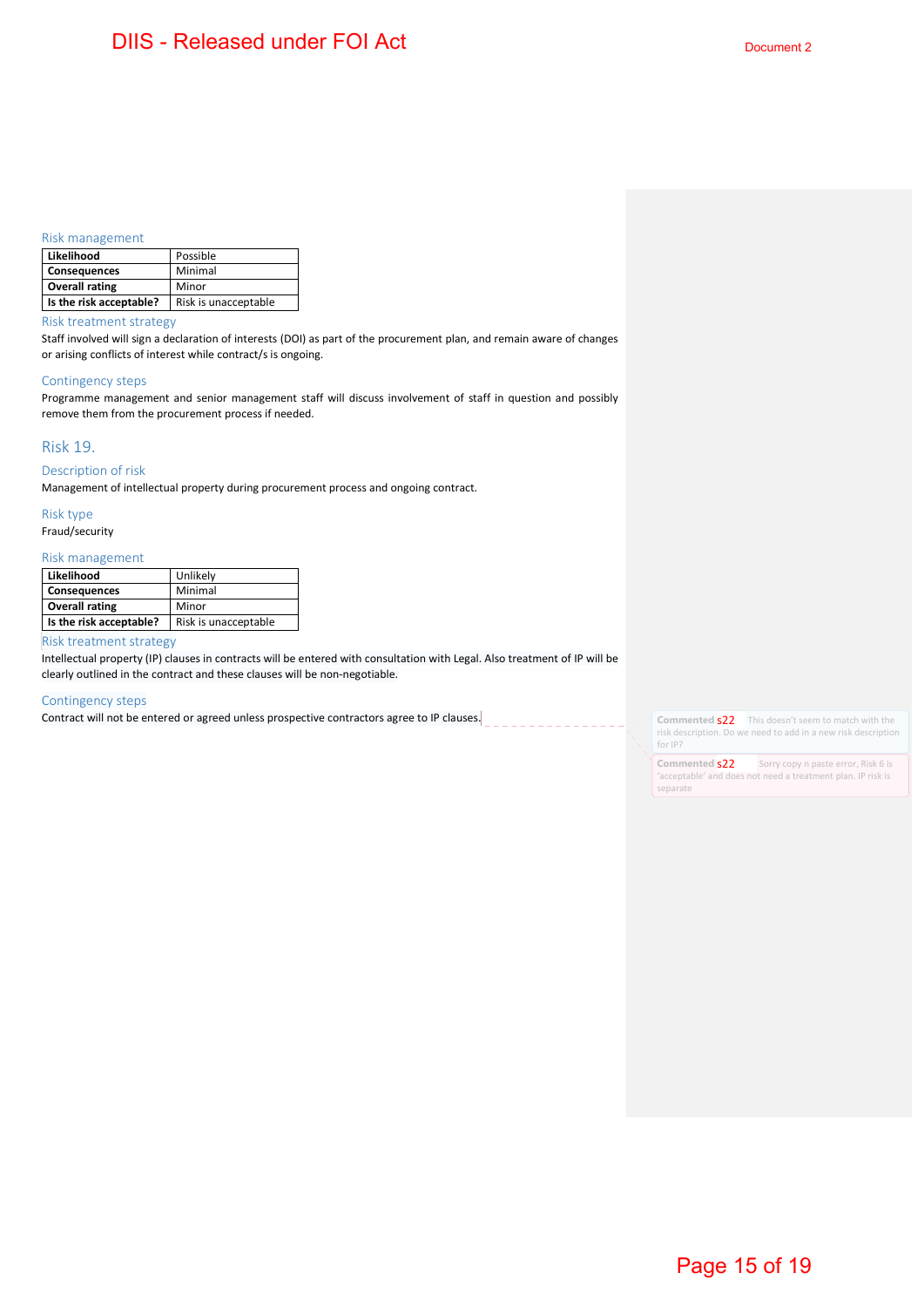### Risk management

| Likelihood | Possible |
|---|---|
| **Consequences** | Minimal |
| **Overall rating** | Minor |
| **Is the risk acceptable?** | Risk is unacceptable |

### Risk treatment strategy

Staff involved will sign a declaration of interests (DOI) as part of the procurement plan, and remain aware of changes or arising conflicts of interest while contract/s is ongoing.

### Contingency steps

Programme management and senior management staff will discuss involvement of staff in question and possibly remove them from the procurement process if needed.

## Risk 19.

### Description of risk

Management of intellectual property during procurement process and ongoing contract.

### Risk type

Fraud/security

### Risk management

| Likelihood | Unlikely |
|---|---|
| **Consequences** | Minimal |
| **Overall rating** | Minor |
| **Is the risk acceptable?** | Risk is unacceptable |

### Risk treatment strategy

Intellectual property (IP) clauses in contracts will be entered with consultation with Legal. Also treatment of IP will be clearly outlined in the contract and these clauses will be non-negotiable.

### Contingency steps

Contract will not be entered or agreed unless prospective contractors agree to IP clauses.

Commented s22 This doesn't seem to match with the risk description. Do we need to add in a new risk description for IP?

Commented s22 Sorry copy n paste error, Risk 6 is 'acceptable' and does not need a treatment plan. IP risk is separate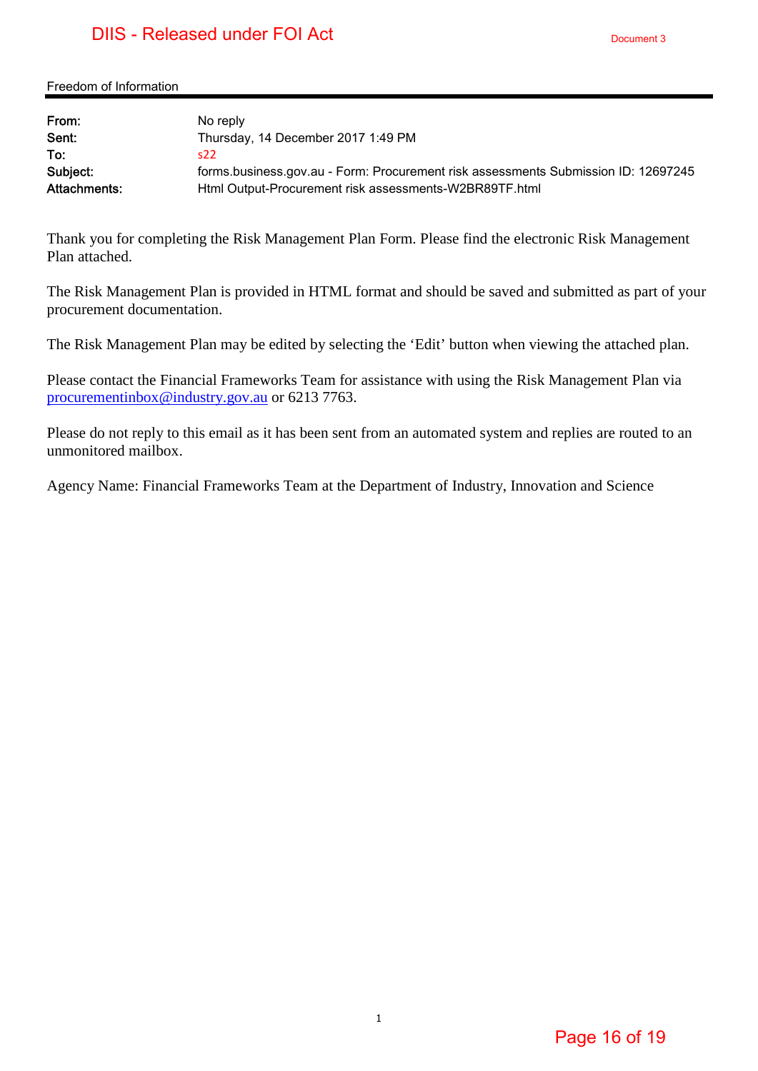Freedom of Information

| | |
|---|---|
| **From:** | No reply |
| **Sent:** | Thursday, 14 December 2017 1:49 PM |
| **To:** | s22 |
| **Subject:** | forms.business.gov.au - Form: Procurement risk assessments Submission ID: 12697245 |
| **Attachments:** | Html Output-Procurement risk assessments-W2BR89TF.html |

Thank you for completing the Risk Management Plan Form. Please find the electronic Risk Management Plan attached.

The Risk Management Plan is provided in HTML format and should be saved and submitted as part of your procurement documentation.

The Risk Management Plan may be edited by selecting the 'Edit' button when viewing the attached plan.

Please contact the Financial Frameworks Team for assistance with using the Risk Management Plan via procurementinbox@industry.gov.au or 6213 7763.

Please do not reply to this email as it has been sent from an automated system and replies are routed to an unmonitored mailbox.

Agency Name: Financial Frameworks Team at the Department of Industry, Innovation and Science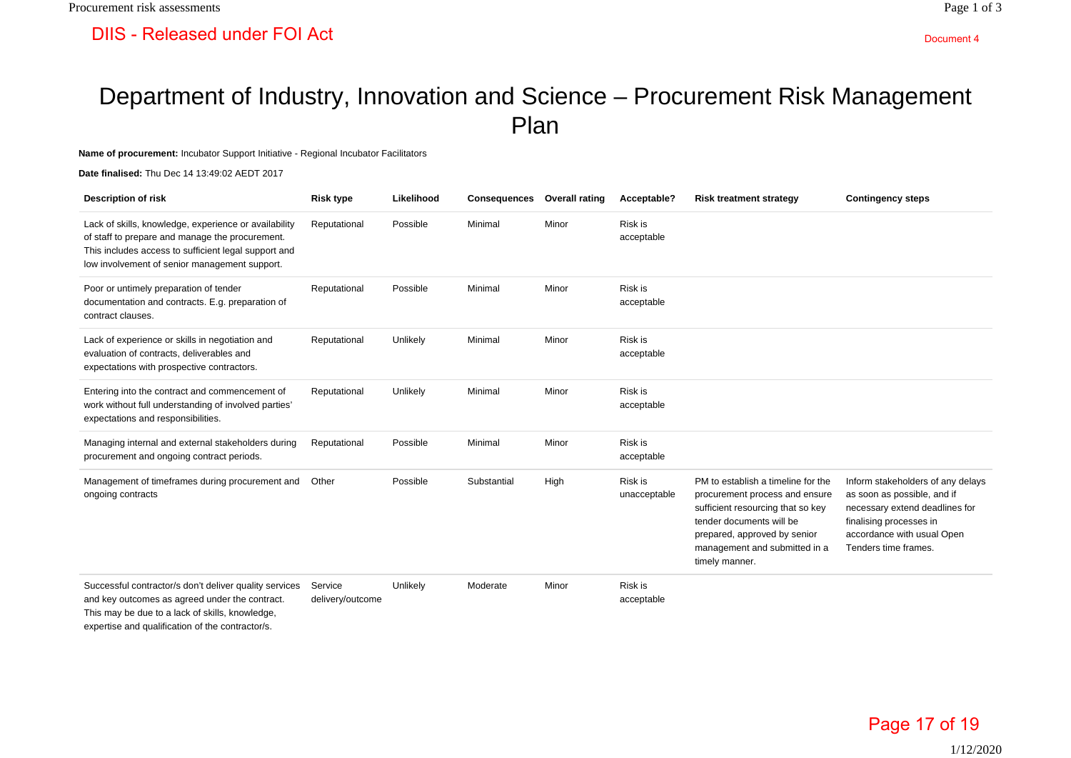# Department of Industry, Innovation and Science – Procurement Risk Management Plan

**Name of procurement:** Incubator Support Initiative - Regional Incubator Facilitators

**Date finalised:** Thu Dec 14 13:49:02 AEDT 2017

| Description of risk | Risk type | Likelihood | Consequences | Overall rating | Acceptable? | Risk treatment strategy | Contingency steps |
|---|---|---|---|---|---|---|---|
| Lack of skills, knowledge, experience or availability of staff to prepare and manage the procurement. This includes access to sufficient legal support and low involvement of senior management support. | Reputational | Possible | Minimal | Minor | Risk is acceptable | | |
| Poor or untimely preparation of tender documentation and contracts. E.g. preparation of contract clauses. | Reputational | Possible | Minimal | Minor | Risk is acceptable | | |
| Lack of experience or skills in negotiation and evaluation of contracts, deliverables and expectations with prospective contractors. | Reputational | Unlikely | Minimal | Minor | Risk is acceptable | | |
| Entering into the contract and commencement of work without full understanding of involved parties' expectations and responsibilities. | Reputational | Unlikely | Minimal | Minor | Risk is acceptable | | |
| Managing internal and external stakeholders during procurement and ongoing contract periods. | Reputational | Possible | Minimal | Minor | Risk is acceptable | | |
| Management of timeframes during procurement and ongoing contracts | Other | Possible | Substantial | High | Risk is unacceptable | PM to establish a timeline for the procurement process and ensure sufficient resourcing that so key tender documents will be prepared, approved by senior management and submitted in a timely manner. | Inform stakeholders of any delays as soon as possible, and if necessary extend deadlines for finalising processes in accordance with usual Open Tenders time frames. |
| Successful contractor/s don't deliver quality services and key outcomes as agreed under the contract. This may be due to a lack of skills, knowledge, expertise and qualification of the contractor/s. | Service delivery/outcome | Unlikely | Moderate | Minor | Risk is acceptable | | |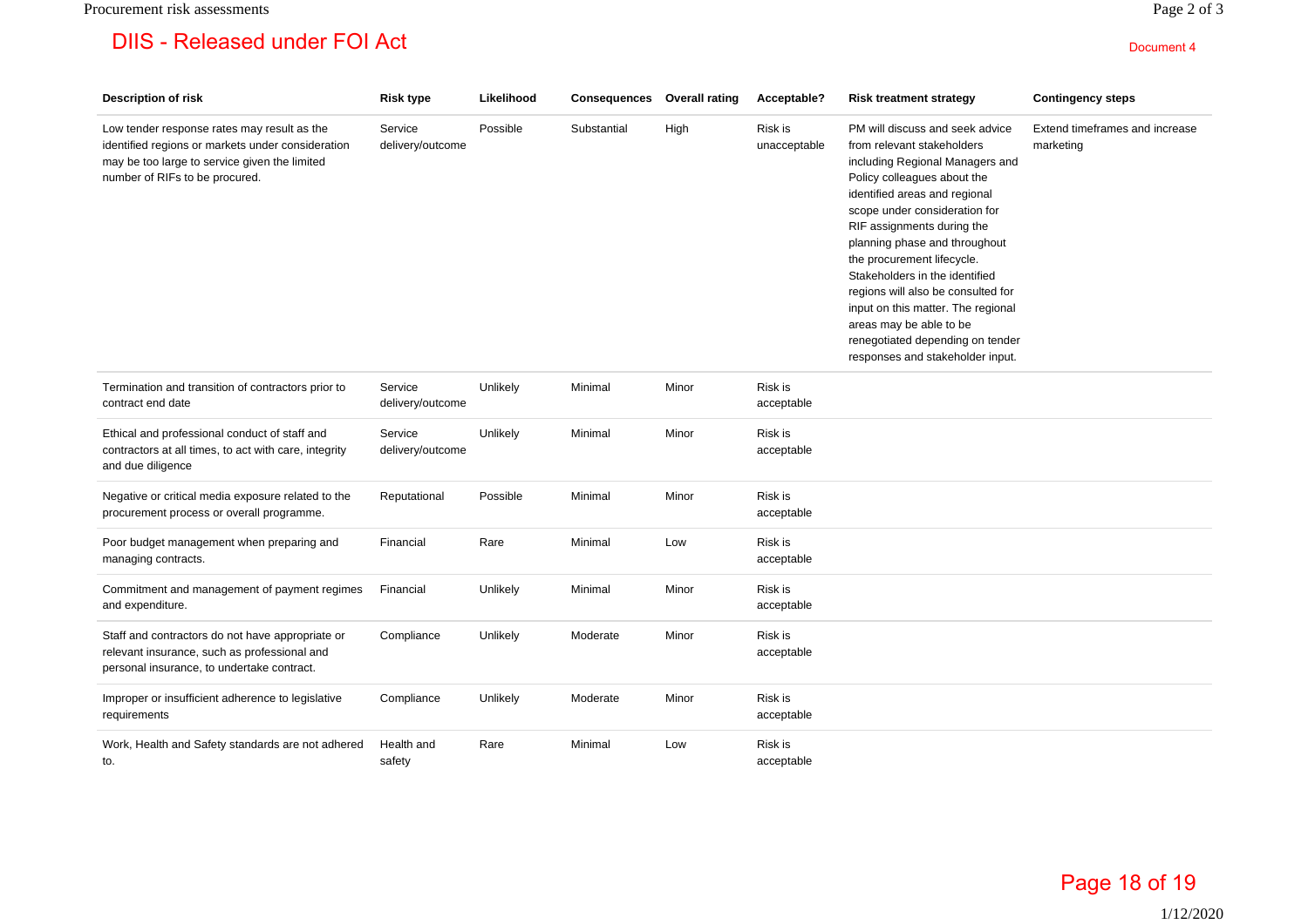DIIS - Released under FOI Act

Document 4

| Description of risk | Risk type | Likelihood | Consequences | Overall rating | Acceptable? | Risk treatment strategy | Contingency steps |
|---|---|---|---|---|---|---|---|
| Low tender response rates may result as the identified regions or markets under consideration may be too large to service given the limited number of RIFs to be procured. | Service delivery/outcome | Possible | Substantial | High | Risk is unacceptable | PM will discuss and seek advice from relevant stakeholders including Regional Managers and Policy colleagues about the identified areas and regional scope under consideration for RIF assignments during the planning phase and throughout the procurement lifecycle. Stakeholders in the identified regions will also be consulted for input on this matter. The regional areas may be able to be renegotiated depending on tender responses and stakeholder input. | Extend timeframes and increase marketing |
| Termination and transition of contractors prior to contract end date | Service delivery/outcome | Unlikely | Minimal | Minor | Risk is acceptable | | |
| Ethical and professional conduct of staff and contractors at all times, to act with care, integrity and due diligence | Service delivery/outcome | Unlikely | Minimal | Minor | Risk is acceptable | | |
| Negative or critical media exposure related to the procurement process or overall programme. | Reputational | Possible | Minimal | Minor | Risk is acceptable | | |
| Poor budget management when preparing and managing contracts. | Financial | Rare | Minimal | Low | Risk is acceptable | | |
| Commitment and management of payment regimes and expenditure. | Financial | Unlikely | Minimal | Minor | Risk is acceptable | | |
| Staff and contractors do not have appropriate or relevant insurance, such as professional and personal insurance, to undertake contract. | Compliance | Unlikely | Moderate | Minor | Risk is acceptable | | |
| Improper or insufficient adherence to legislative requirements | Compliance | Unlikely | Moderate | Minor | Risk is acceptable | | |
| Work, Health and Safety standards are not adhered to. | Health and safety | Rare | Minimal | Low | Risk is acceptable | | |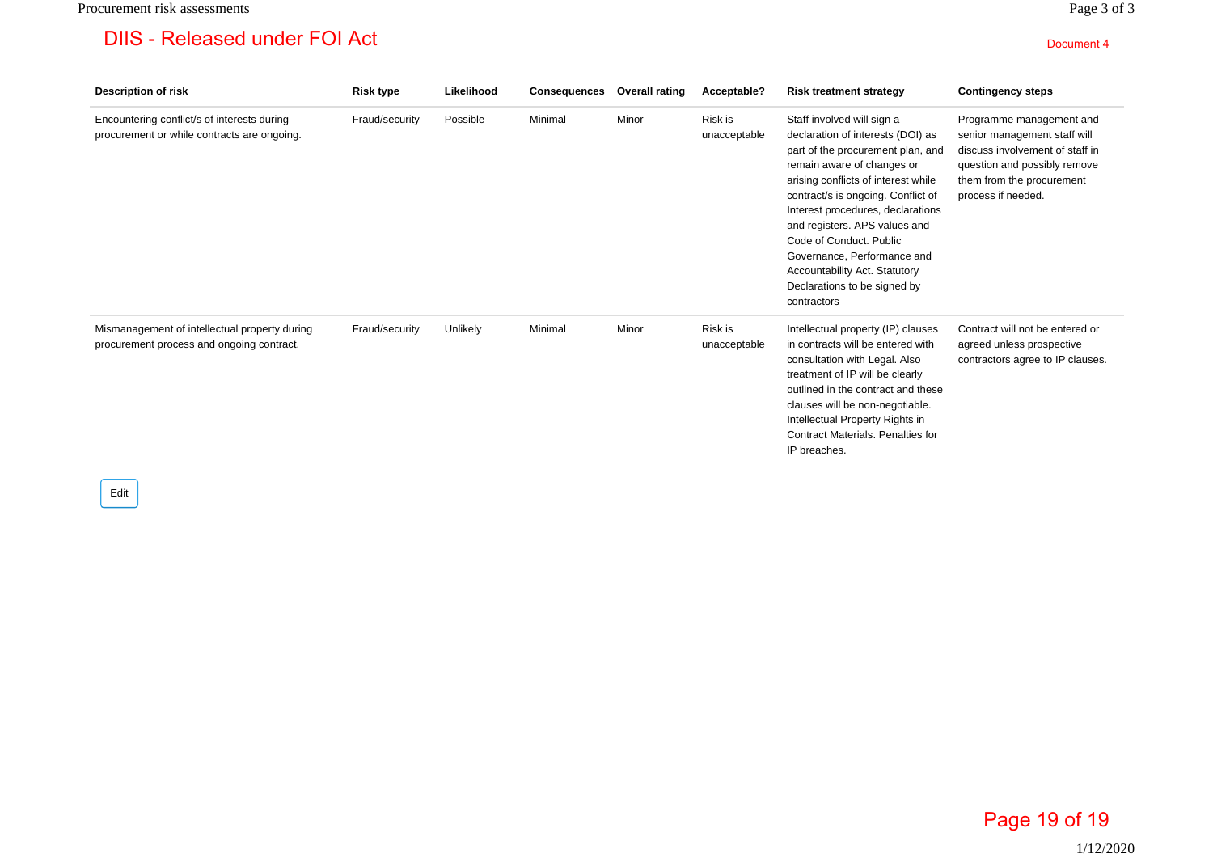DIIS - Released under FOI Act

Document 4

| Description of risk | Risk type | Likelihood | Consequences | Overall rating | Acceptable? | Risk treatment strategy | Contingency steps |
|---|---|---|---|---|---|---|---|
| Encountering conflict/s of interests during procurement or while contracts are ongoing. | Fraud/security | Possible | Minimal | Minor | Risk is unacceptable | Staff involved will sign a declaration of interests (DOI) as part of the procurement plan, and remain aware of changes or arising conflicts of interest while contract/s is ongoing. Conflict of Interest procedures, declarations and registers. APS values and Code of Conduct. Public Governance, Performance and Accountability Act. Statutory Declarations to be signed by contractors | Programme management and senior management staff will discuss involvement of staff in question and possibly remove them from the procurement process if needed. |
| Mismanagement of intellectual property during procurement process and ongoing contract. | Fraud/security | Unlikely | Minimal | Minor | Risk is unacceptable | Intellectual property (IP) clauses in contracts will be entered with consultation with Legal. Also treatment of IP will be clearly outlined in the contract and these clauses will be non-negotiable. Intellectual Property Rights in Contract Materials. Penalties for IP breaches. | Contract will not be entered or agreed unless prospective contractors agree to IP clauses. |

Edit

1/12/2020